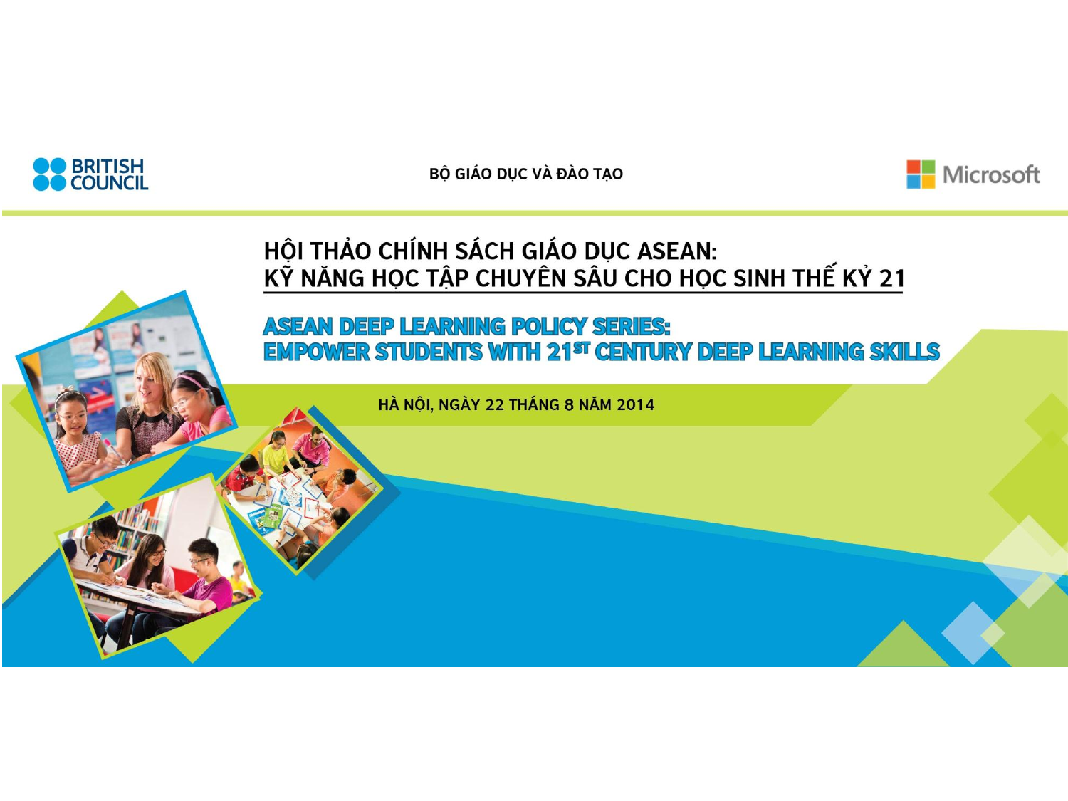BRITISH COUNCIL

BỘ GIÁO DỤC VÀ ĐÀO TẠO

Microsoft

# HỘI THẢO CHÍNH SÁCH GIÁO DỤC ASEAN: KỸ NĂNG HỌC TẬP CHUYÊN SÂU CHO HỌC SINH THẾ KỶ 21

## ASEAN DEEP LEARNING POLICY SERIES: EMPOWER STUDENTS WITH 21ST CENTURY DEEP LEARNING SKILLS

HÀ NỘI, NGÀY 22 THÁNG 8 NĂM 2014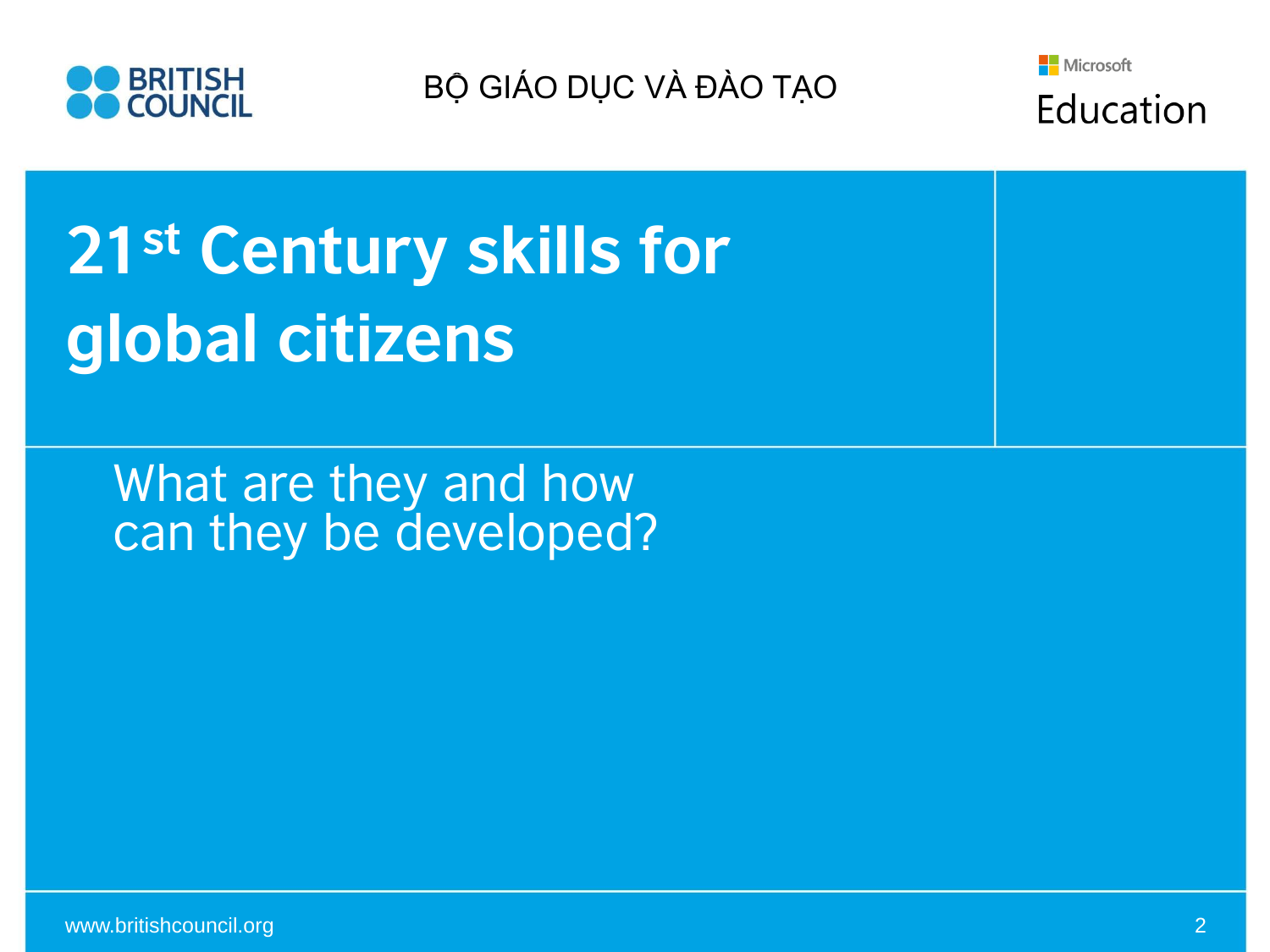BRITISH COUNCIL

BỘ GIÁO DỤC VÀ ĐÀO TẠO

Microsoft Education

# 21st Century skills for global citizens

What are they and how can they be developed?

www.britishcouncil.org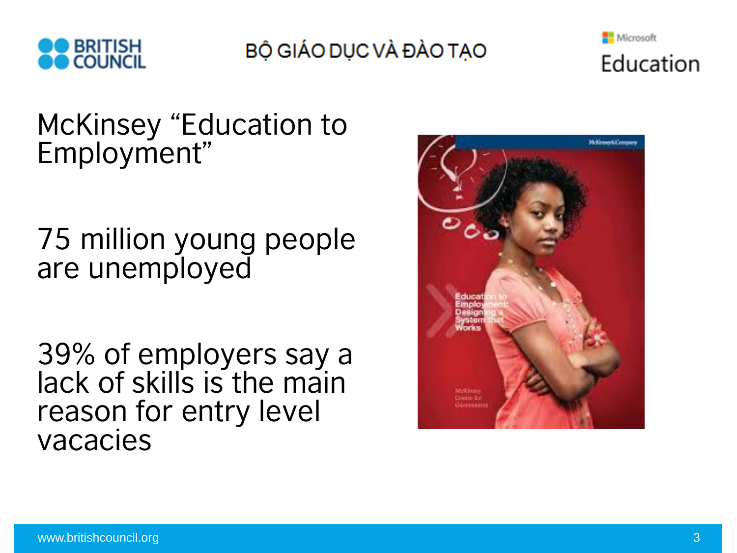McKinsey “Education to Employment”

75 million young people are unemployed

39% of employers say a lack of skills is the main reason for entry level vacacies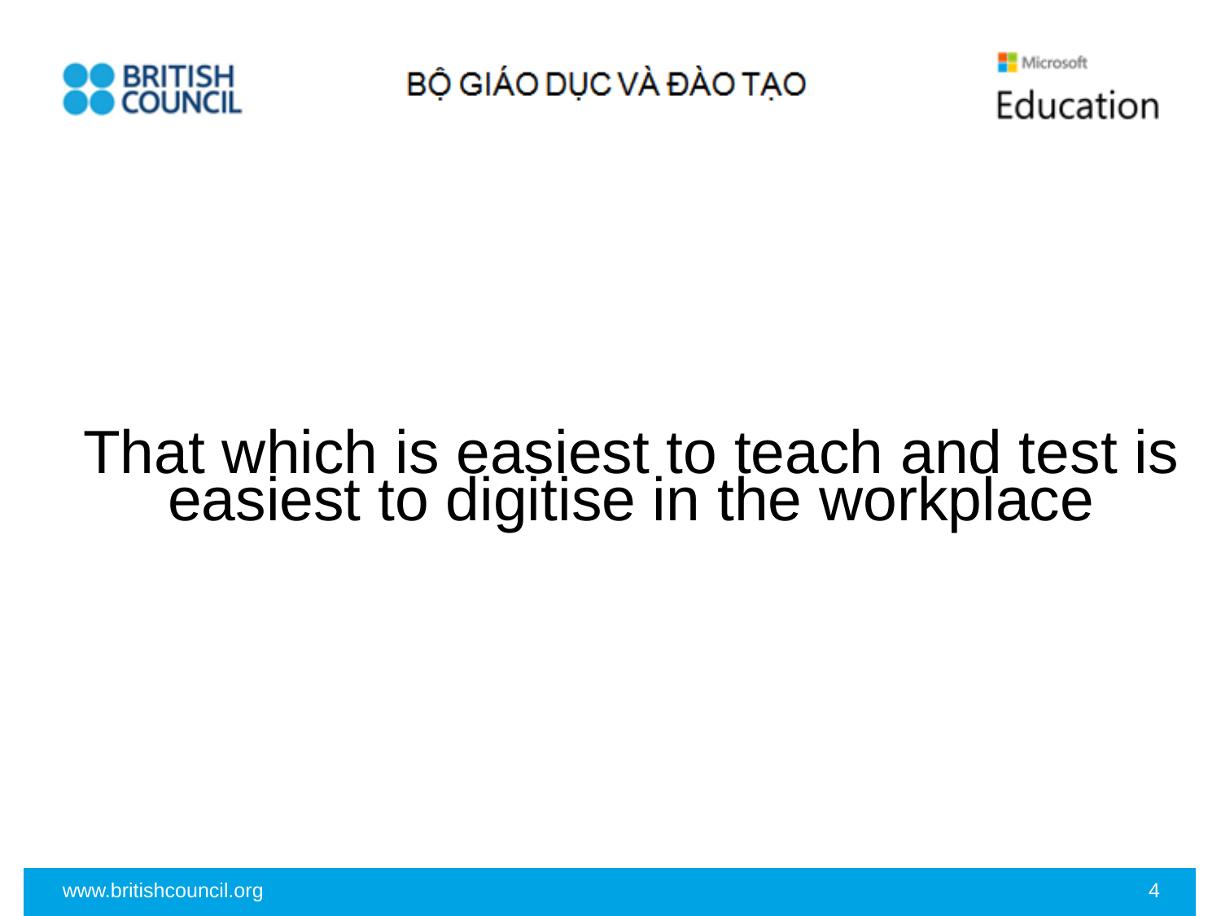That which is easiest to teach and test is easiest to digitise in the workplace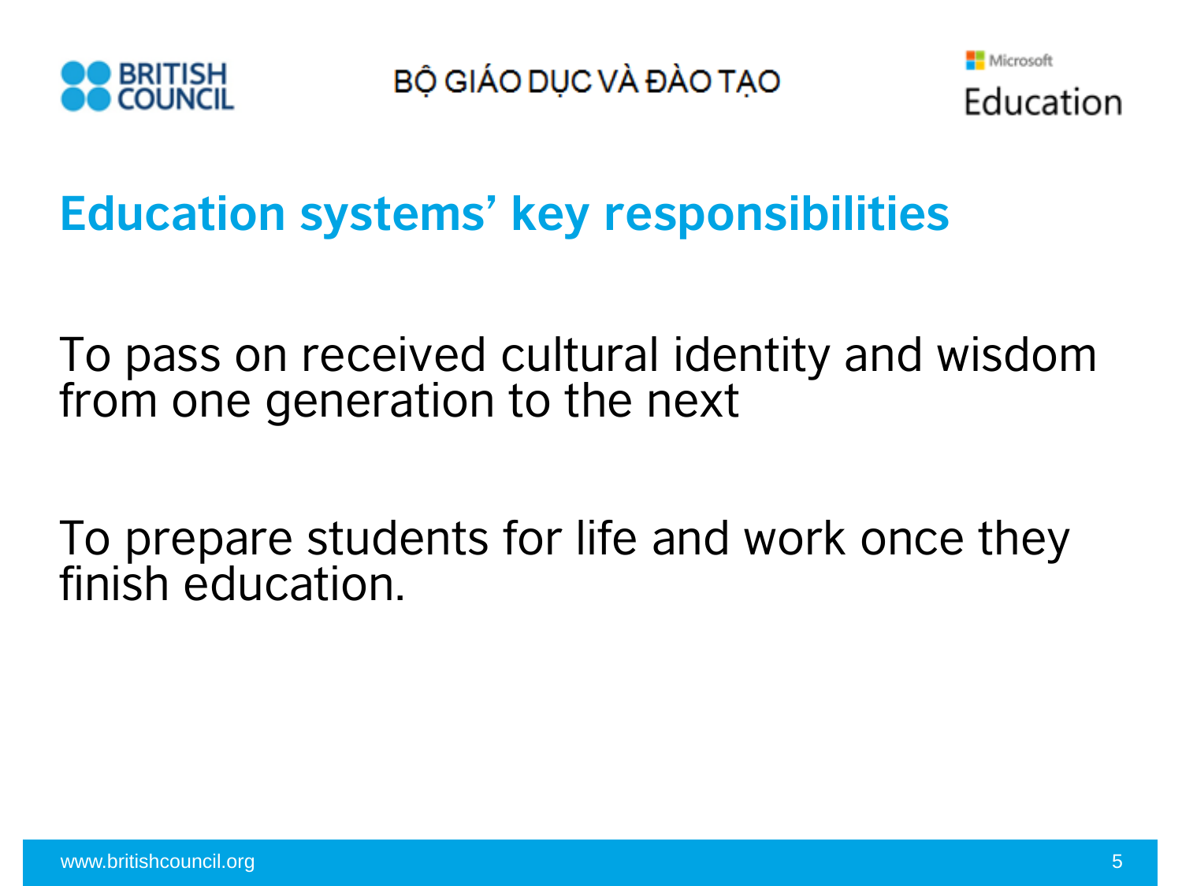# Education systems' key responsibilities

To pass on received cultural identity and wisdom from one generation to the next

To prepare students for life and work once they finish education.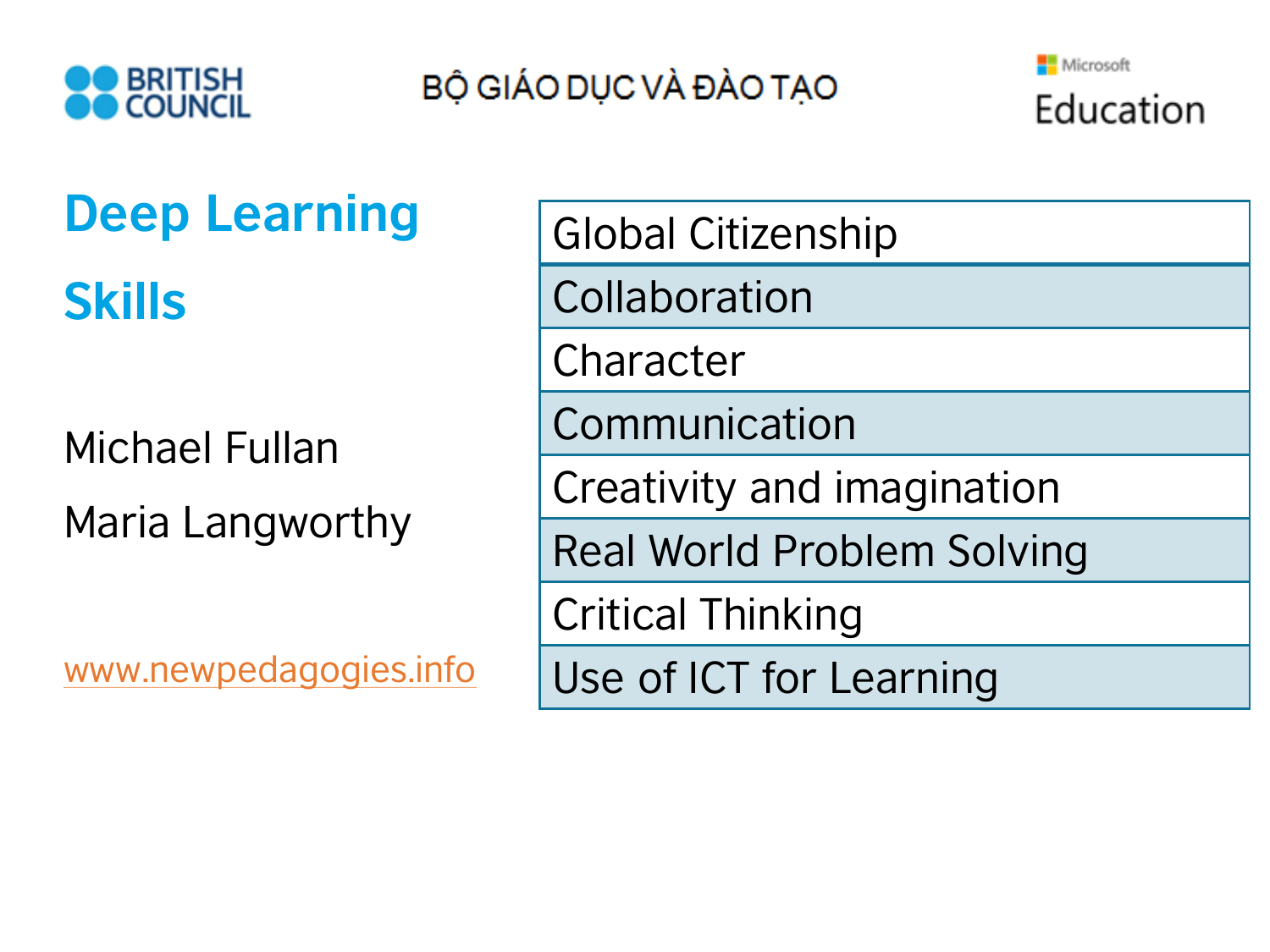BRITISH COUNCIL

BỘ GIÁO DỤC VÀ ĐÀO TẠO

Microsoft Education

# Deep Learning Skills

Michael Fullan

Maria Langworthy

www.newpedagogies.info

| Deep Learning Skills |
|---|
| Global Citizenship |
| Collaboration |
| Character |
| Communication |
| Creativity and imagination |
| Real World Problem Solving |
| Critical Thinking |
| Use of ICT for Learning |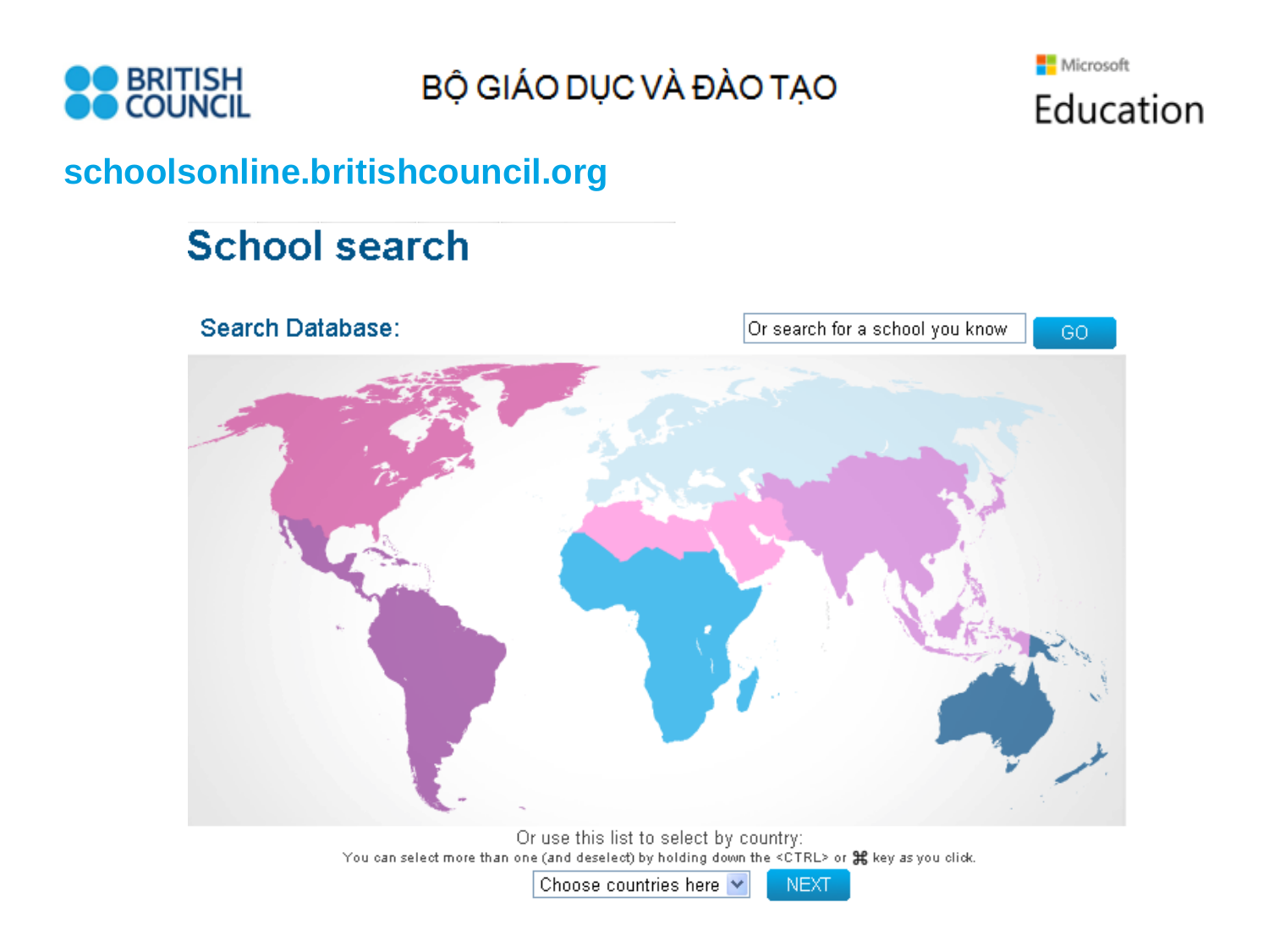BRITISH COUNCIL

BỘ GIÁO DỤC VÀ ĐÀO TẠO

Microsoft Education

schoolsonline.britishcouncil.org

# School search

Search Database:

Or search for a school you know

GO

Or use this list to select by country:

You can select more than one (and deselect) by holding down the <CTRL> or ⌘ key as you click.

Choose countries here

NEXT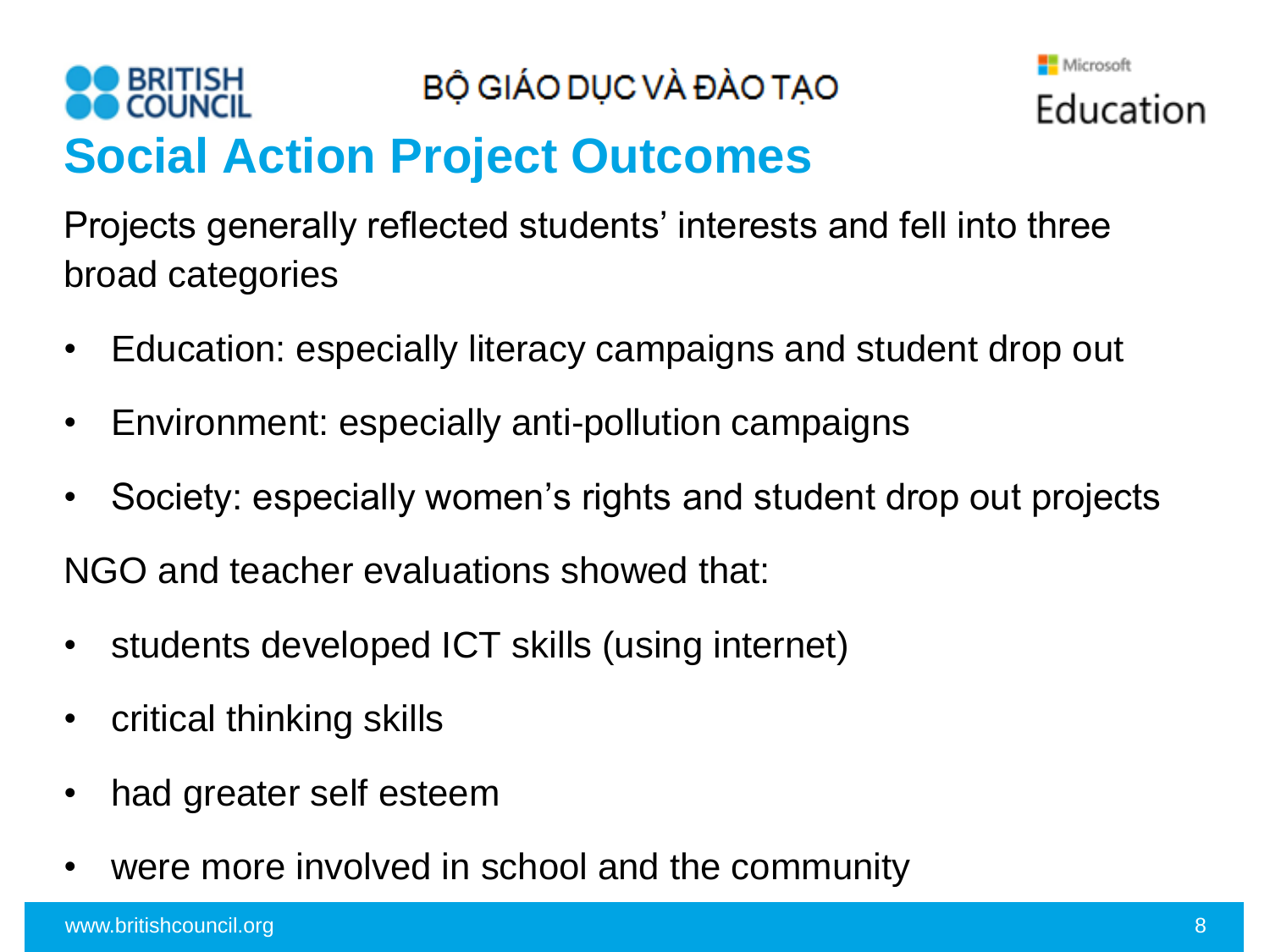# Social Action Project Outcomes

Projects generally reflected students' interests and fell into three broad categories

- Education: especially literacy campaigns and student drop out
- Environment: especially anti-pollution campaigns
- Society: especially women's rights and student drop out projects

NGO and teacher evaluations showed that:

- students developed ICT skills (using internet)
- critical thinking skills
- had greater self esteem
- were more involved in school and the community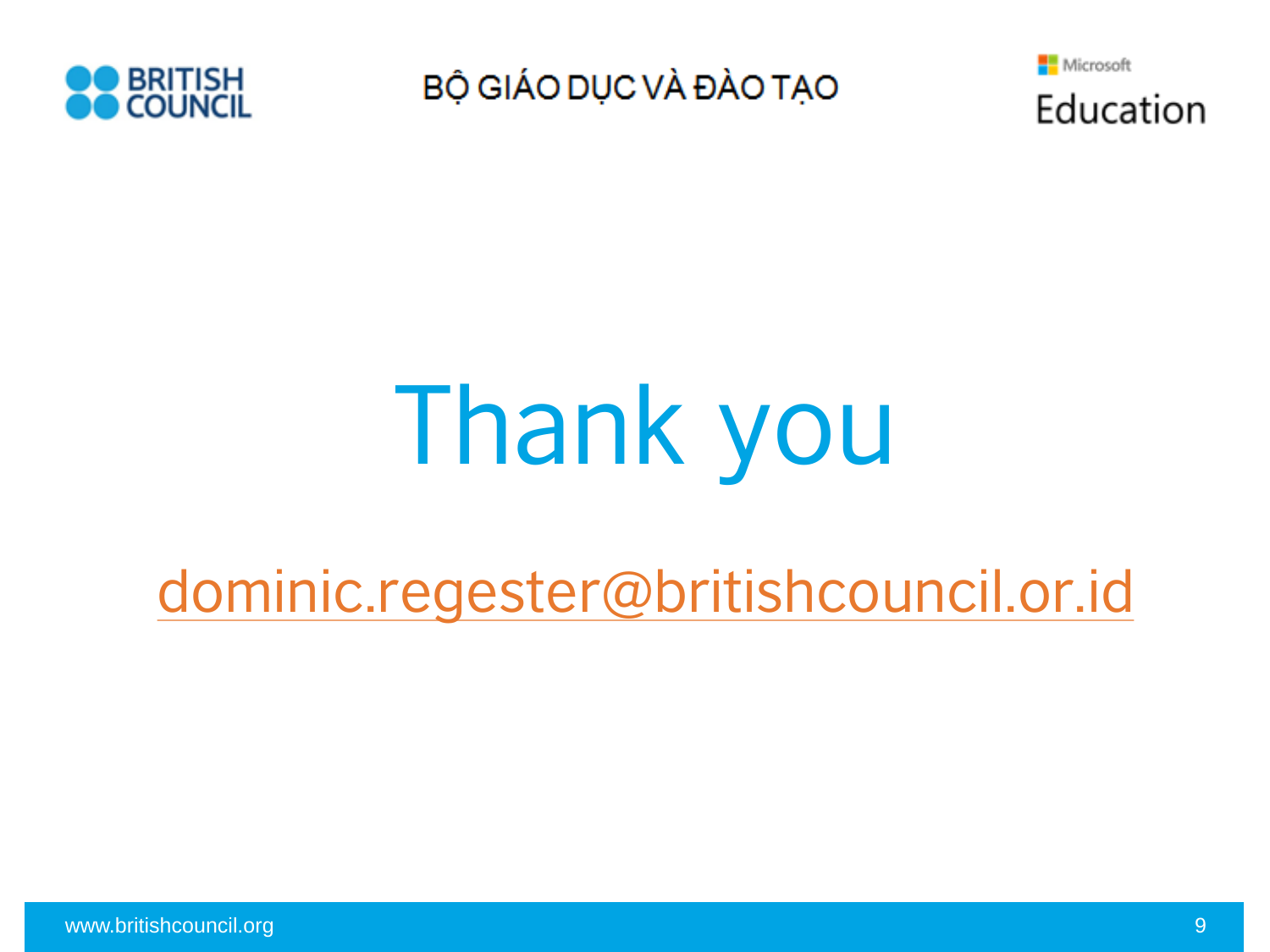BRITISH COUNCIL

BỘ GIÁO DỤC VÀ ĐÀO TẠO

Microsoft Education

# Thank you

dominic.regester@britishcouncil.or.id

www.britishcouncil.org